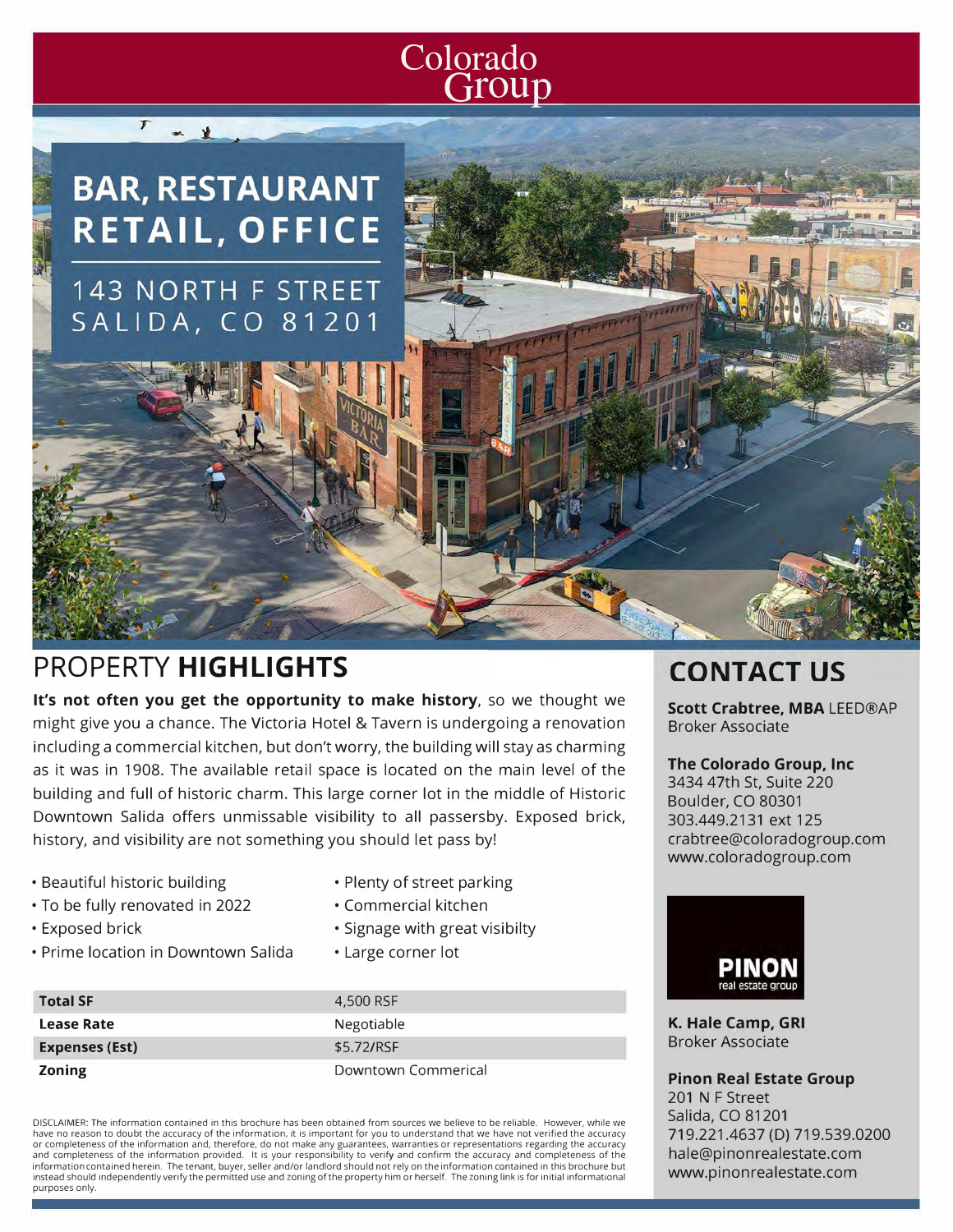Colorado Group

# BAR, RESTAURANT RETAIL, OFFICE

143 NORTH F STREET
SALIDA, CO 81201

## PROPERTY HIGHLIGHTS

**It's not often you get the opportunity to make history**, so we thought we might give you a chance. The Victoria Hotel & Tavern is undergoing a renovation including a commercial kitchen, but don't worry, the building will stay as charming as it was in 1908. The available retail space is located on the main level of the building and full of historic charm. This large corner lot in the middle of Historic Downtown Salida offers unmissable visibility to all passersby. Exposed brick, history, and visibility are not something you should let pass by!

- Beautiful historic building
- To be fully renovated in 2022
- Exposed brick
- Prime location in Downtown Salida
- Plenty of street parking
- Commercial kitchen
- Signage with great visibilty
- Large corner lot

| | |
|---|---|
| **Total SF** | 4,500 RSF |
| **Lease Rate** | Negotiable |
| **Expenses (Est)** | $5.72/RSF |
| **Zoning** | Downtown Commerical |

DISCLAIMER: The information contained in this brochure has been obtained from sources we believe to be reliable. However, while we have no reason to doubt the accuracy of the information, it is important for you to understand that we have not verified the accuracy or completeness of the information and, therefore, do not make any guarantees, warranties or representations regarding the accuracy and completeness of the information provided. It is your responsibility to verify and confirm the accuracy and completeness of the information contained herein. The tenant, buyer, seller and/or landlord should not rely on the information contained in this brochure but instead should independently verify the permitted use and zoning of the property him or herself. The zoning link is for initial informational purposes only.

## CONTACT US

**Scott Crabtree, MBA** LEED®AP
Broker Associate

**The Colorado Group, Inc**
3434 47th St, Suite 220
Boulder, CO 80301
303.449.2131 ext 125
crabtree@coloradogroup.com
www.coloradogroup.com

PINON real estate group

**K. Hale Camp, GRI**
Broker Associate

**Pinon Real Estate Group**
201 N F Street
Salida, CO 81201
719.221.4637 (D) 719.539.0200
hale@pinonrealestate.com
www.pinonrealestate.com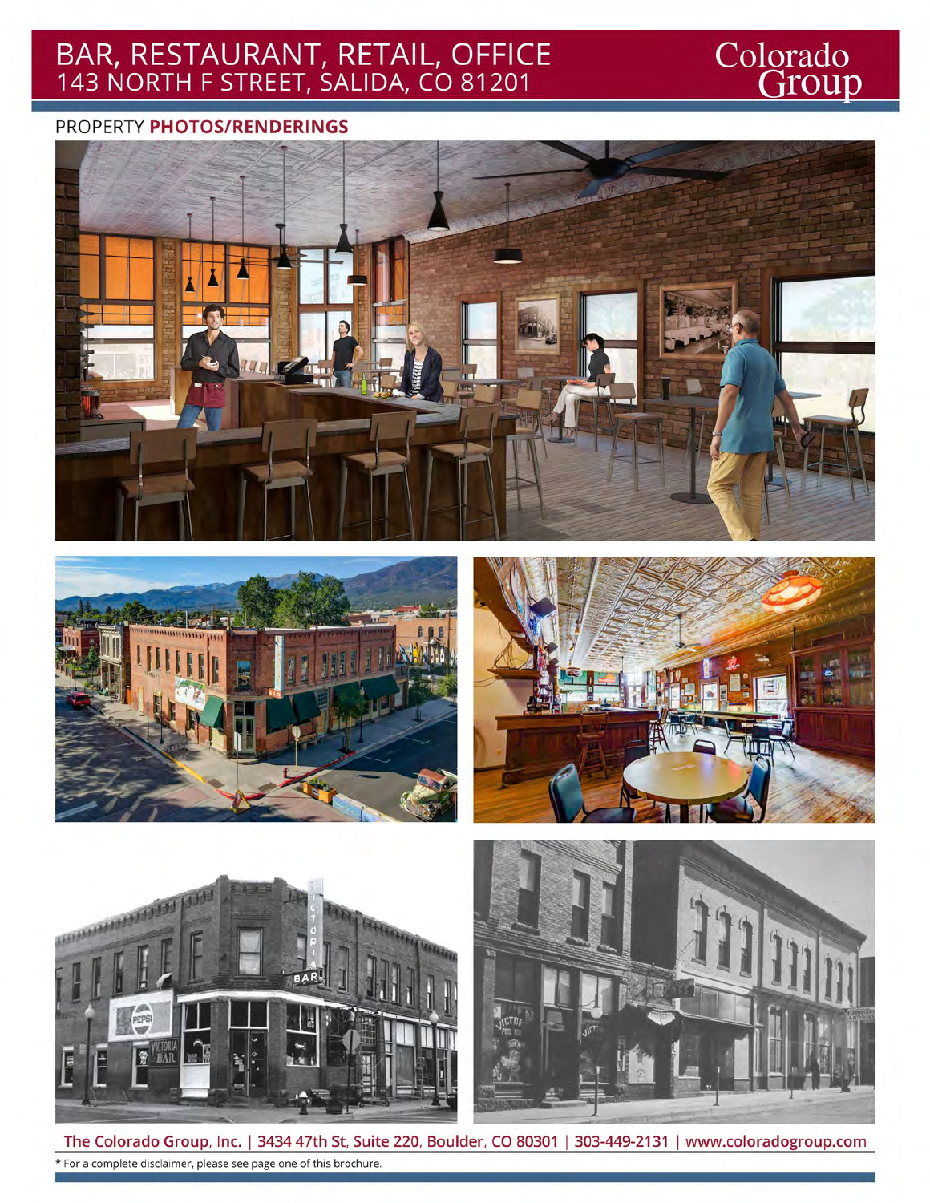# BAR, RESTAURANT, RETAIL, OFFICE
## 143 NORTH F STREET, SALIDA, CO 81201

Colorado Group

PROPERTY **PHOTOS/RENDERINGS**

**The Colorado Group, Inc. | 3434 47th St, Suite 220, Boulder, CO 80301 | 303-449-2131 | www.coloradogroup.com**

* For a complete disclaimer, please see page one of this brochure.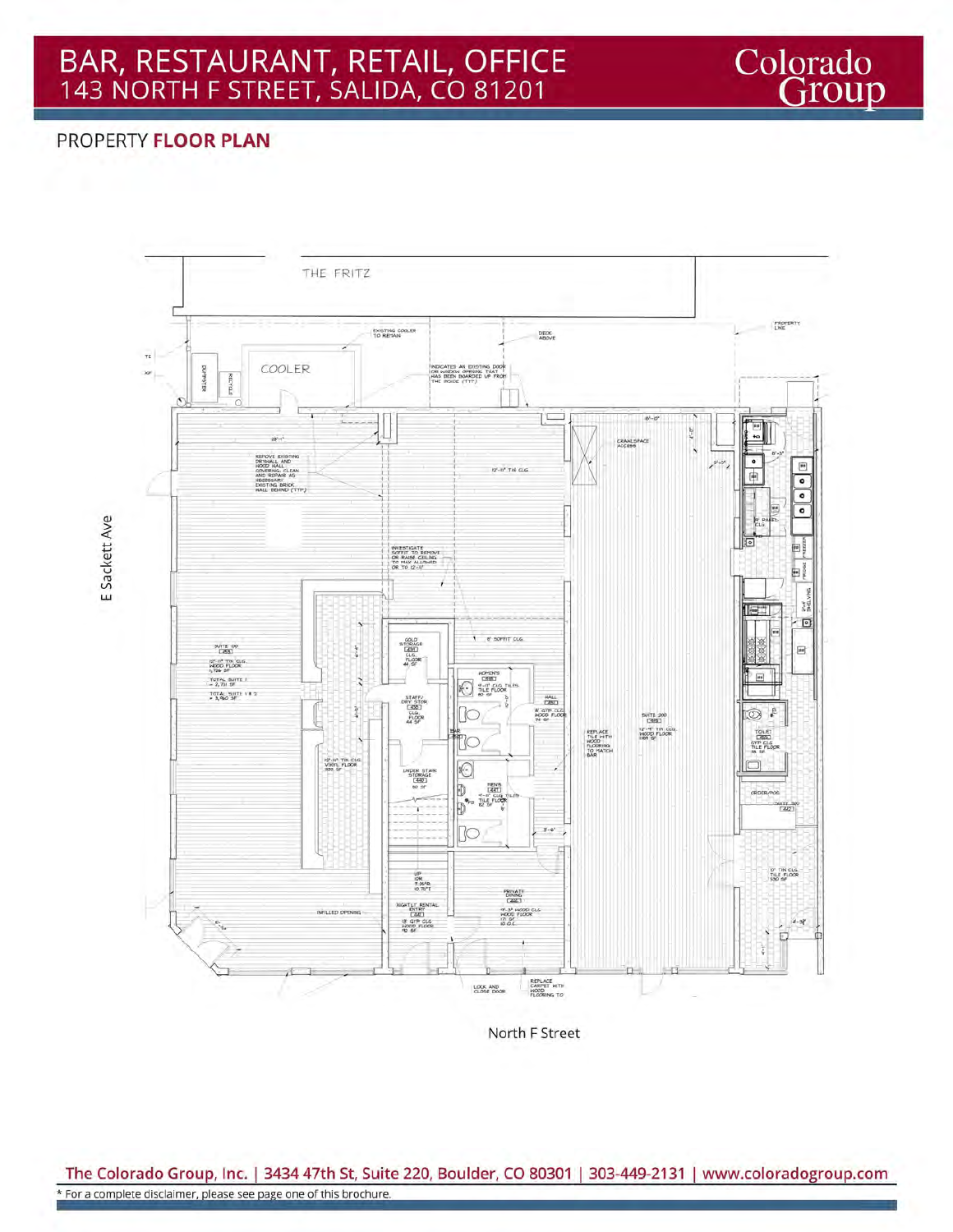# BAR, RESTAURANT, RETAIL, OFFICE
## 143 NORTH F STREET, SALIDA, CO 81201

Colorado Group

PROPERTY **FLOOR PLAN**

THE FRITZ

E Sackett Ave

North F Street

EXISTING COOLER TO REMAIN

DECK ABOVE

PROPERTY LINE

COOLER

DUMPSTER

RECYCLE

INDICATES AN EXISTING DOOR OR WINDOW OPENING THAT HAS BEEN BOARDED UP FROM THE INSIDE (TYP)

REMOVE EXISTING DRYWALL AND WOOD WALL COVERING. CLEAN AND REPAIR AS NECESSARY EXISTING BRICK WALL BEHIND (TYP)

12'-0" TIN CLG

CRAWLSPACE ACCESS

INVESTIGATE SOFFIT TO REMOVE OR RAISE CEILING TO MAX ALLOWED OR TO 12'-0"

8' SOFFIT CLG

SUITE 100
12'-0" TIN CLG
WOOD FLOOR
1,726 SF

TOTAL SUITE 1 = 2,711 SF

TOTAL SUITE 1 & 2 = 3,960 SF

COLD STORAGE

STAFF/DRY STOR

WOMEN'S

HALL

BAR

MEN'S

UNDER STAIR STORAGE

REPLACE TILE WITH WOOD FLOORING TO MATCH BAR

SUITE 200
12'-9" TIN CLG
WOOD FLOOR

TOILET

ORDER/POS

TILE FLOOR

NIGHTLY RENTAL ENTRY

PRIVATE DINING

INFILLED OPENING

LOCK AND CLOSE DOOR

REPLACE CARPET WITH WOOD FLOORING TO

The Colorado Group, Inc. | 3434 47th St, Suite 220, Boulder, CO 80301 | 303-449-2131 | www.coloradogroup.com

* For a complete disclaimer, please see page one of this brochure.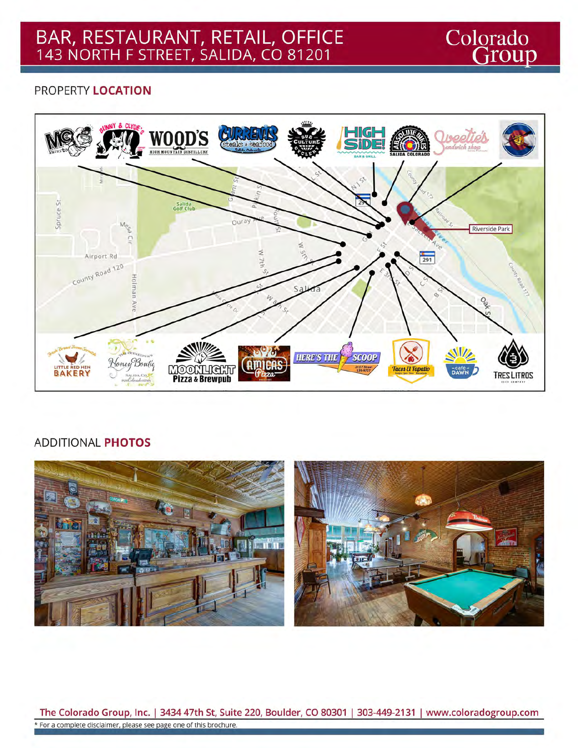# BAR, RESTAURANT, RETAIL, OFFICE
## 143 NORTH F STREET, SALIDA, CO 81201

Colorado Group

## PROPERTY LOCATION

## ADDITIONAL PHOTOS

The Colorado Group, Inc. | 3434 47th St, Suite 220, Boulder, CO 80301 | 303-449-2131 | www.coloradogroup.com

* For a complete disclaimer, please see page one of this brochure.